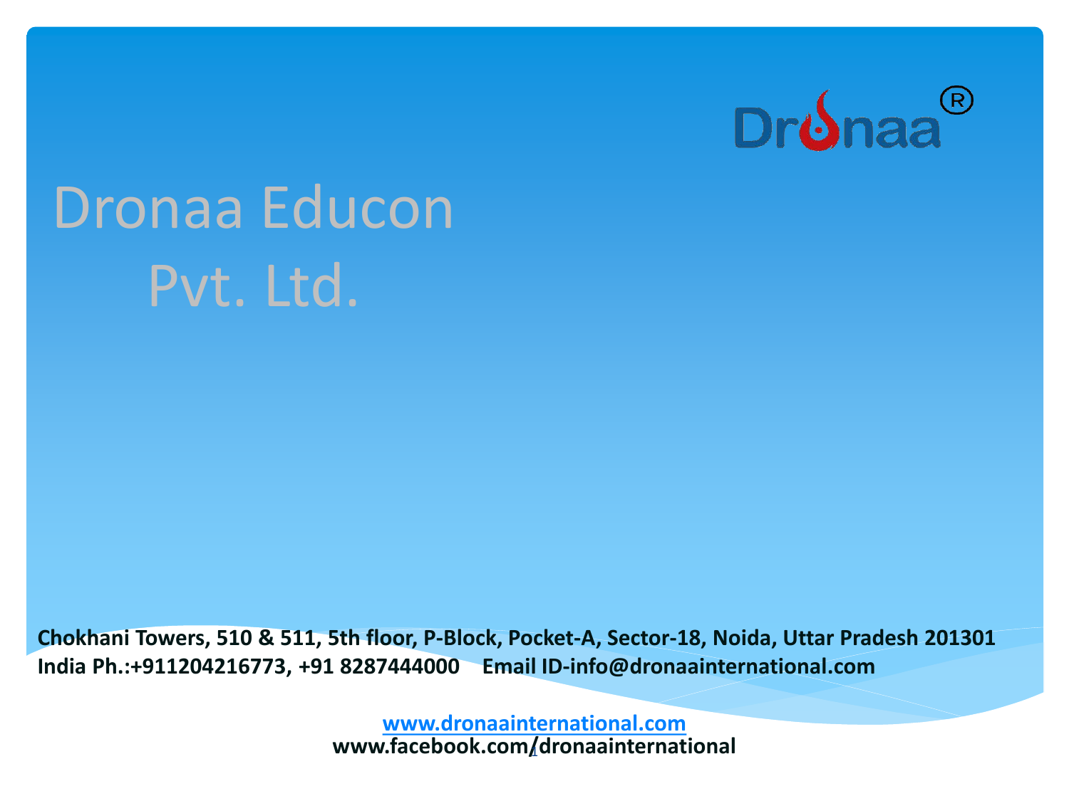Dronaa®

# Dronaa Educon Pvt. Ltd.

**Chokhani Towers, 510 & 511, 5th floor, P-Block, Pocket-A, Sector-18, Noida, Uttar Pradesh 201301 India Ph.:+911204216773, +91 8287444000 Email ID-info@dronaainternational.com**

**www.dronaainternational.com**
**www.facebook.com/dronaainternational**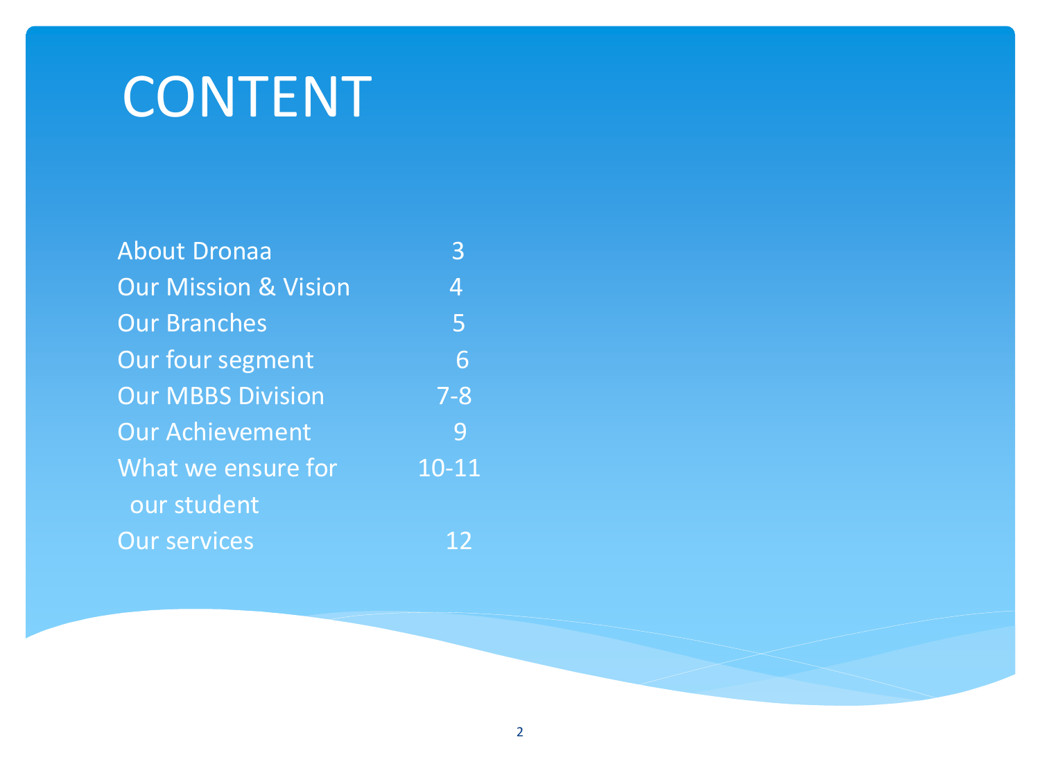# CONTENT

| | |
|---|---|
| About Dronaa | 3 |
| Our Mission & Vision | 4 |
| Our Branches | 5 |
| Our four segment | 6 |
| Our MBBS Division | 7-8 |
| Our Achievement | 9 |
| What we ensure for our student | 10-11 |
| Our services | 12 |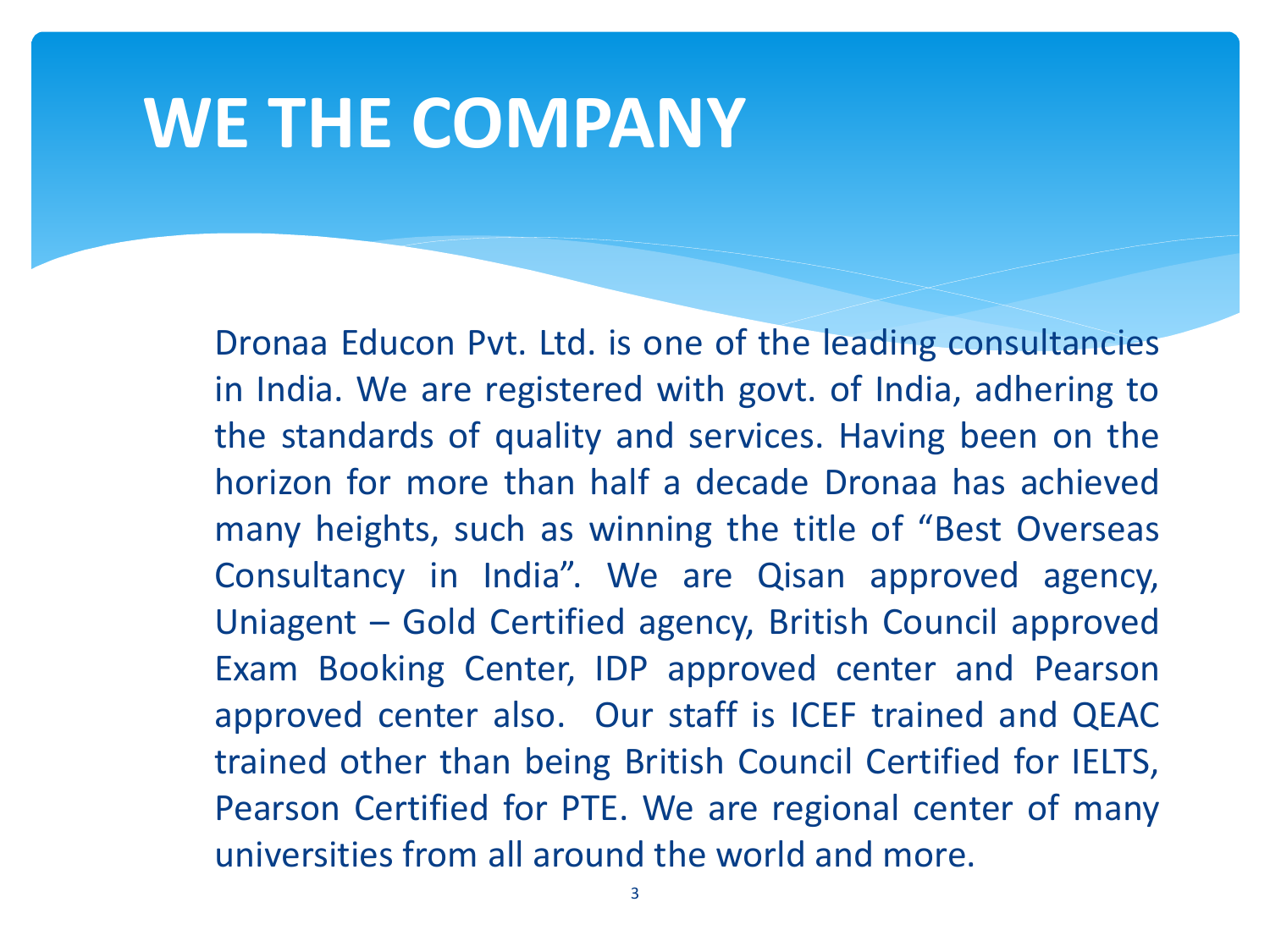# WE THE COMPANY

Dronaa Educon Pvt. Ltd. is one of the leading consultancies in India. We are registered with govt. of India, adhering to the standards of quality and services. Having been on the horizon for more than half a decade Dronaa has achieved many heights, such as winning the title of “Best Overseas Consultancy in India”. We are Qisan approved agency, Uniagent – Gold Certified agency, British Council approved Exam Booking Center, IDP approved center and Pearson approved center also. Our staff is ICEF trained and QEAC trained other than being British Council Certified for IELTS, Pearson Certified for PTE. We are regional center of many universities from all around the world and more.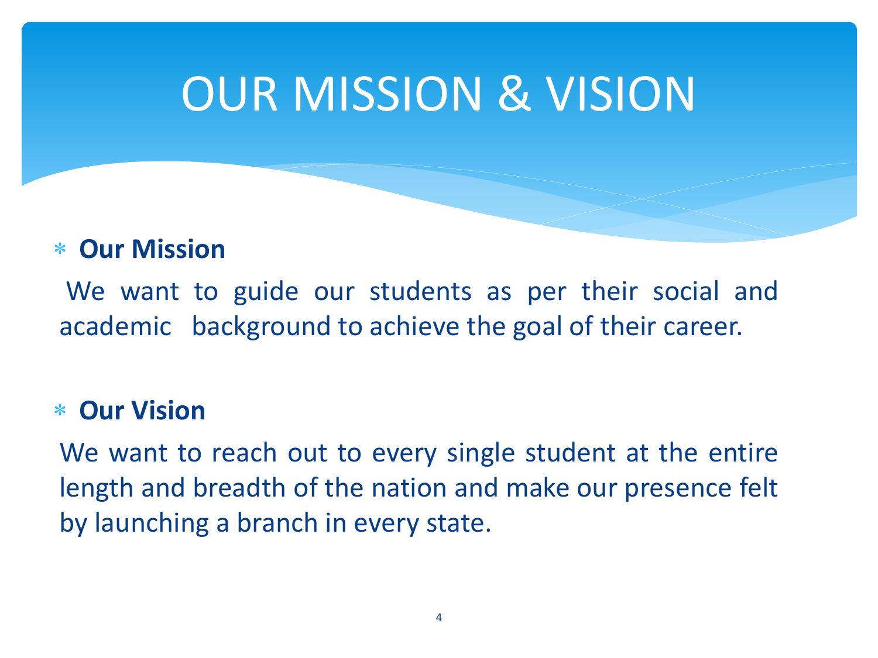# OUR MISSION & VISION

- **Our Mission**

We want to guide our students as per their social and academic background to achieve the goal of their career.

- **Our Vision**

We want to reach out to every single student at the entire length and breadth of the nation and make our presence felt by launching a branch in every state.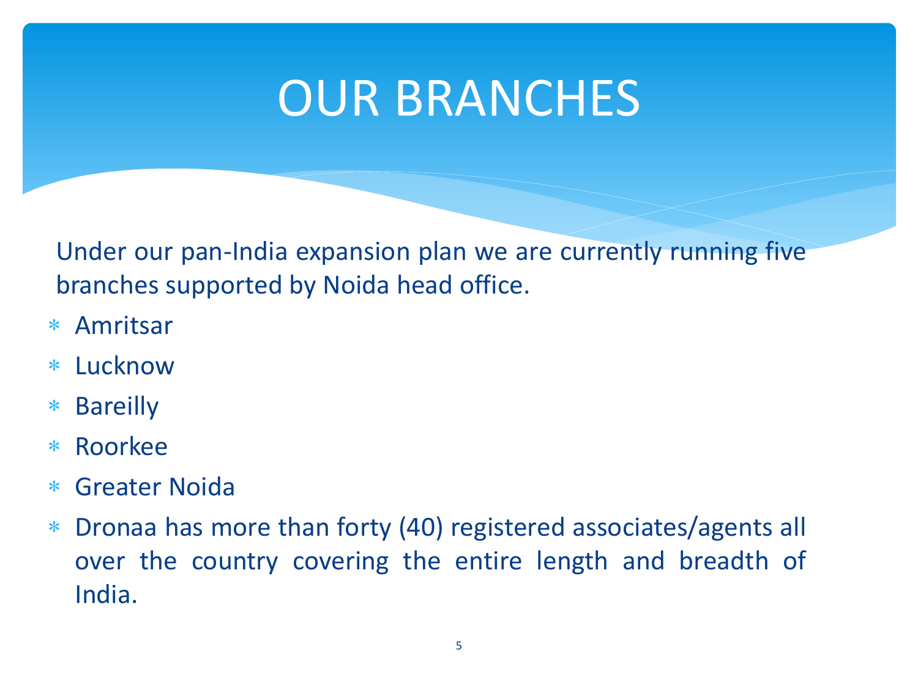# OUR BRANCHES

Under our pan-India expansion plan we are currently running five branches supported by Noida head office.

- Amritsar
- Lucknow
- Bareilly
- Roorkee
- Greater Noida
- Dronaa has more than forty (40) registered associates/agents all over the country covering the entire length and breadth of India.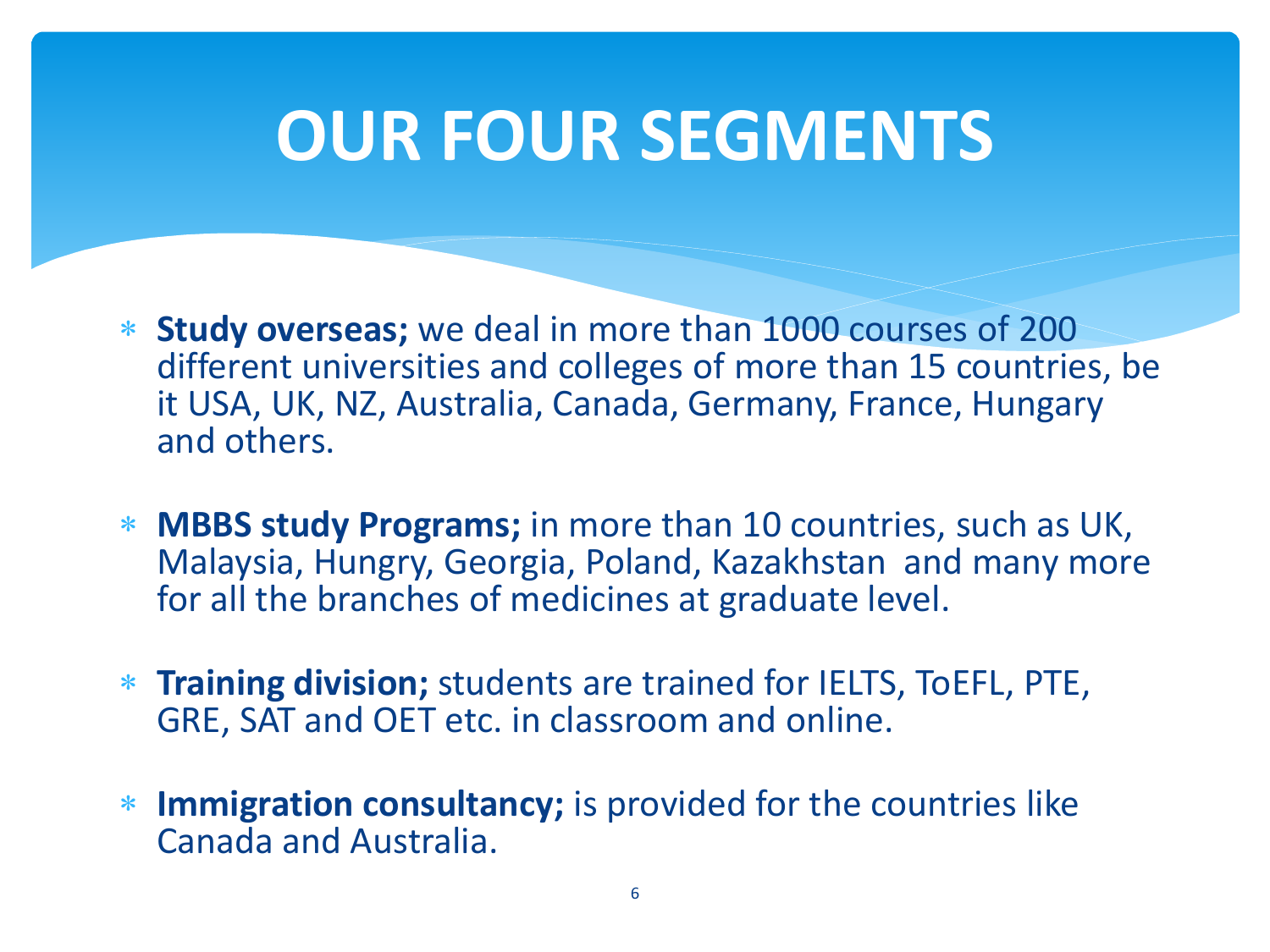# OUR FOUR SEGMENTS

- **Study overseas;** we deal in more than 1000 courses of 200 different universities and colleges of more than 15 countries, be it USA, UK, NZ, Australia, Canada, Germany, France, Hungary and others.

- **MBBS study Programs;** in more than 10 countries, such as UK, Malaysia, Hungry, Georgia, Poland, Kazakhstan and many more for all the branches of medicines at graduate level.

- **Training division;** students are trained for IELTS, ToEFL, PTE, GRE, SAT and OET etc. in classroom and online.

- **Immigration consultancy;** is provided for the countries like Canada and Australia.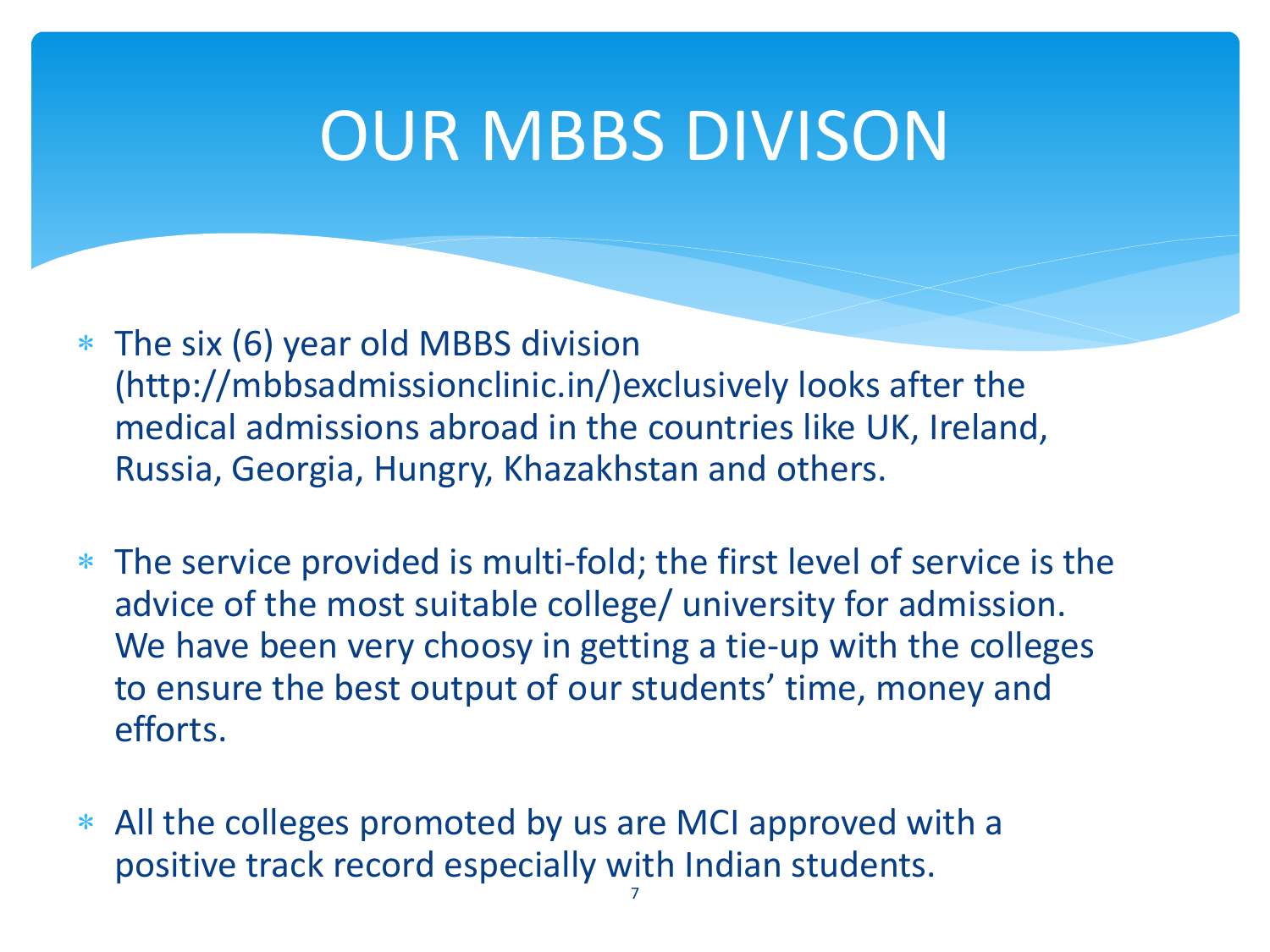# OUR MBBS DIVISON

- The six (6) year old MBBS division (http://mbbsadmissionclinic.in/)exclusively looks after the medical admissions abroad in the countries like UK, Ireland, Russia, Georgia, Hungry, Khazakhstan and others.

- The service provided is multi-fold; the first level of service is the advice of the most suitable college/ university for admission. We have been very choosy in getting a tie-up with the colleges to ensure the best output of our students' time, money and efforts.

- All the colleges promoted by us are MCI approved with a positive track record especially with Indian students.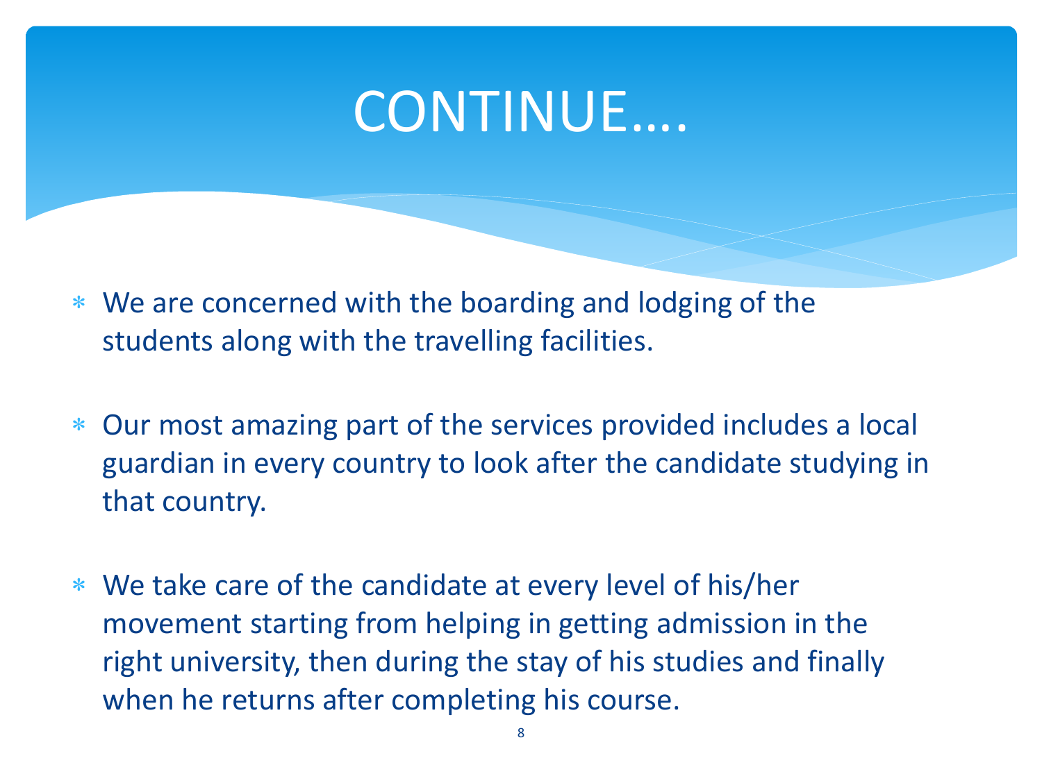# CONTINUE….

- We are concerned with the boarding and lodging of the students along with the travelling facilities.
- Our most amazing part of the services provided includes a local guardian in every country to look after the candidate studying in that country.
- We take care of the candidate at every level of his/her movement starting from helping in getting admission in the right university, then during the stay of his studies and finally when he returns after completing his course.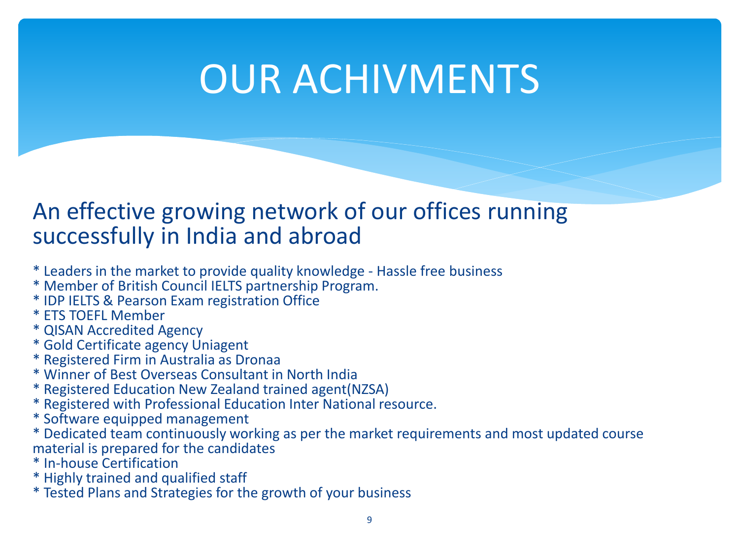# OUR ACHIVMENTS

## An effective growing network of our offices running successfully in India and abroad

* Leaders in the market to provide quality knowledge - Hassle free business
* Member of British Council IELTS partnership Program.
* IDP IELTS & Pearson Exam registration Office
* ETS TOEFL Member
* QISAN Accredited Agency
* Gold Certificate agency Uniagent
* Registered Firm in Australia as Dronaa
* Winner of Best Overseas Consultant in North India
* Registered Education New Zealand trained agent(NZSA)
* Registered with Professional Education Inter National resource.
* Software equipped management
* Dedicated team continuously working as per the market requirements and most updated course material is prepared for the candidates
* In-house Certification
* Highly trained and qualified staff
* Tested Plans and Strategies for the growth of your business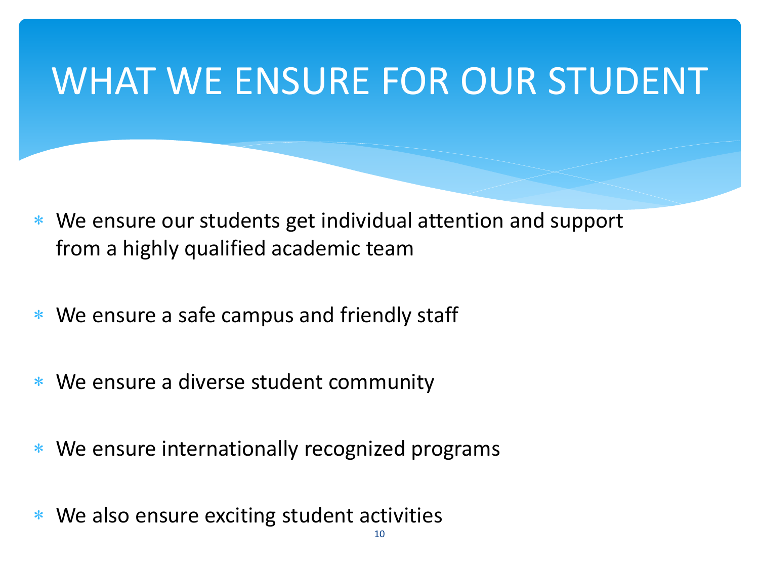# WHAT WE ENSURE FOR OUR STUDENT

- We ensure our students get individual attention and support from a highly qualified academic team
- We ensure a safe campus and friendly staff
- We ensure a diverse student community
- We ensure internationally recognized programs
- We also ensure exciting student activities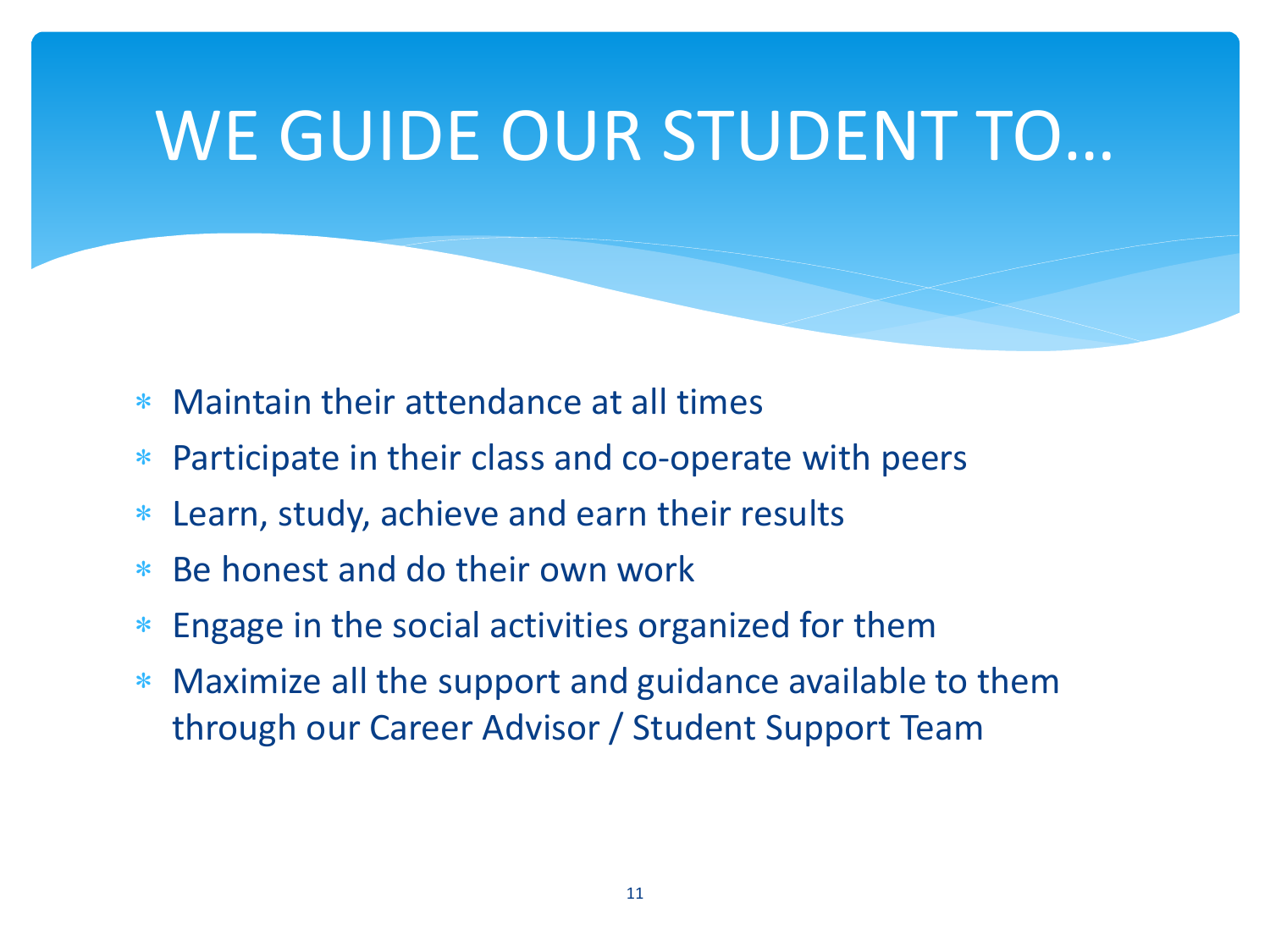# WE GUIDE OUR STUDENT TO…

- Maintain their attendance at all times
- Participate in their class and co-operate with peers
- Learn, study, achieve and earn their results
- Be honest and do their own work
- Engage in the social activities organized for them
- Maximize all the support and guidance available to them through our Career Advisor / Student Support Team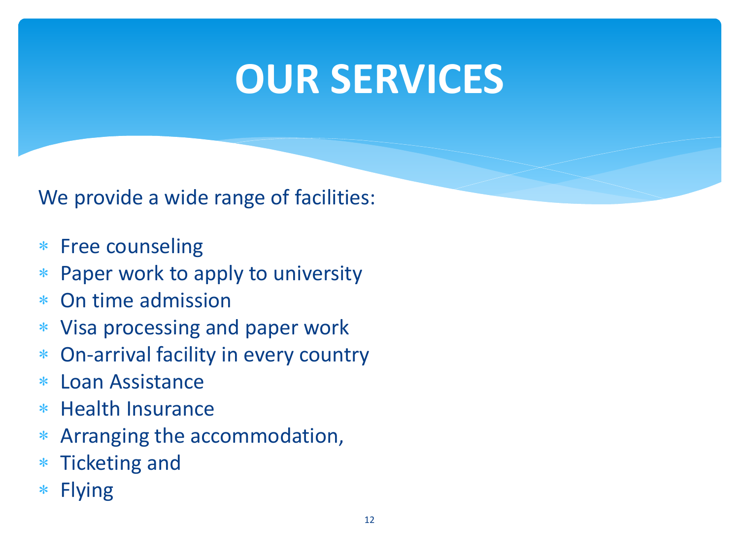# OUR SERVICES

We provide a wide range of facilities:

- Free counseling
- Paper work to apply to university
- On time admission
- Visa processing and paper work
- On-arrival facility in every country
- Loan Assistance
- Health Insurance
- Arranging the accommodation,
- Ticketing and
- Flying